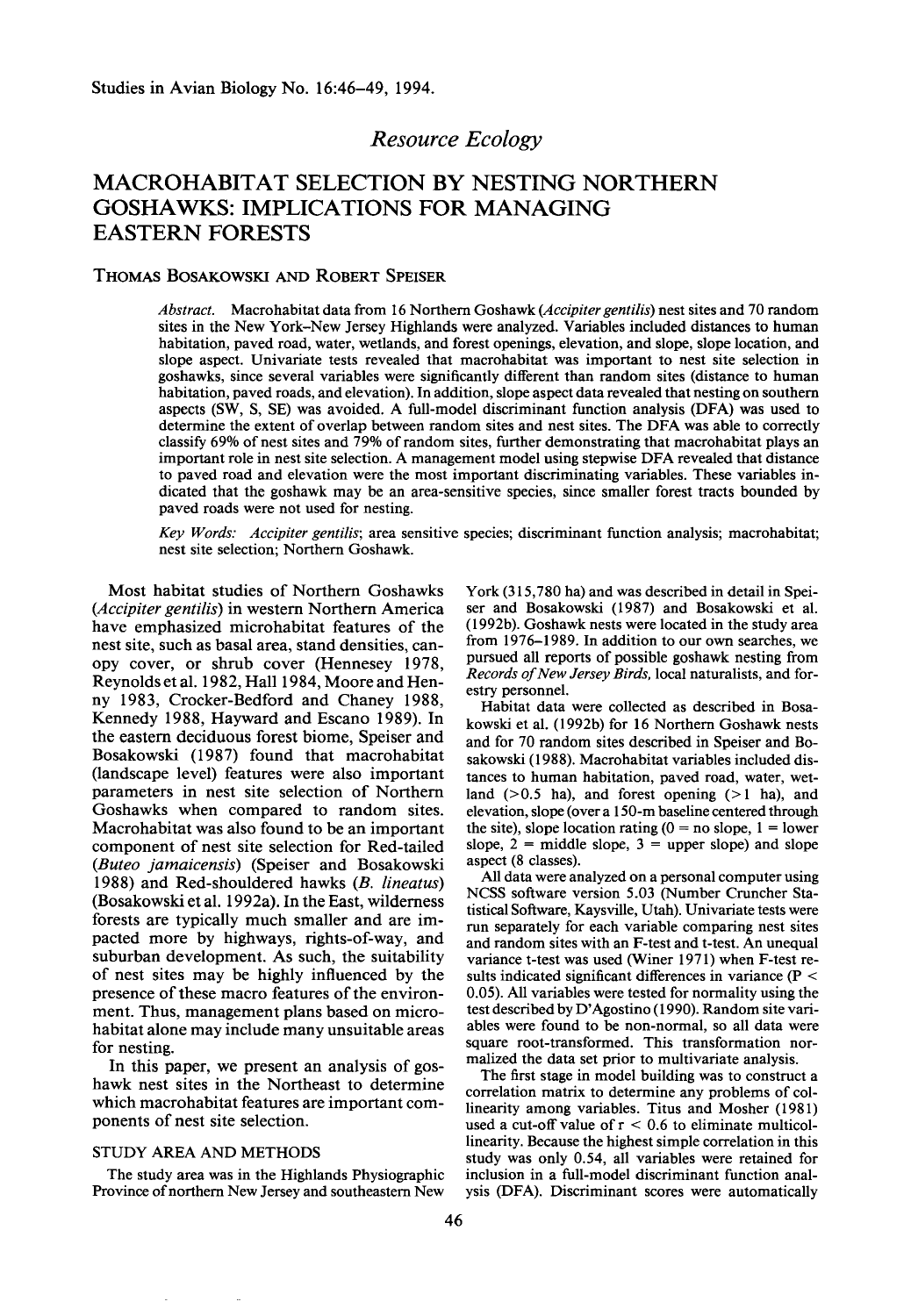## *Resource Ecology*

# MACROHABITAT SELECTION BY NESTING NORTHERN GOSHAWKS: IMPLICATIONS FOR MANAGING EASTERN FORESTS

THOMAS BOSAKOWSKI AND ROBERT SPEISER

*Abstract.* Macrohabitat data from 16 Northern Goshawk (*Accipiter gentilis*) nest sites and 70 random sites in the New York–New Jersey Highlands were analyzed. Variables included distances to human habitation, paved road, water, wetlands, and forest openings, elevation, and slope, slope location, and slope aspect. Univariate tests revealed that macrohabitat was important to nest site selection in goshawks, since several variables were significantly different than random sites (distance to human habitation, paved roads, and elevation). In addition, slope aspect data revealed that nesting on southern aspects (SW, S, SE) was avoided. A full-model discriminant function analysis (DFA) was used to determine the extent of overlap between random sites and nest sites. The DFA was able to correctly classify 69% of nest sites and 79% of random sites, further demonstrating that macrohabitat plays an important role in nest site selection. A management model using stepwise DFA revealed that distance to paved road and elevation were the most important discriminating variables. These variables indicated that the goshawk may be an area-sensitive species, since smaller forest tracts bounded by paved roads were not used for nesting.

*Key Words: Accipiter gentilis*; area sensitive species; discriminant function analysis; macrohabitat; nest site selection; Northern Goshawk.

Most habitat studies of Northern Goshawks (*Accipiter gentilis*) in western Northern America have emphasized microhabitat features of the nest site, such as basal area, stand densities, canopy cover, or shrub cover (Hennesey 1978, Reynolds et al. 1982, Hall 1984, Moore and Henny 1983, Crocker-Bedford and Chaney 1988, Kennedy 1988, Hayward and Escano 1989). In the eastern deciduous forest biome, Speiser and Bosakowski (1987) found that macrohabitat (landscape level) features were also important parameters in nest site selection of Northern Goshawks when compared to random sites. Macrohabitat was also found to be an important component of nest site selection for Red-tailed (*Buteo jamaicensis*) (Speiser and Bosakowski 1988) and Red-shouldered hawks (*B. lineatus*) (Bosakowski et al. 1992a). In the East, wilderness forests are typically much smaller and are impacted more by highways, rights-of-way, and suburban development. As such, the suitability of nest sites may be highly influenced by the presence of these macro features of the environment. Thus, management plans based on microhabitat alone may include many unsuitable areas for nesting.

In this paper, we present an analysis of goshawk nest sites in the Northeast to determine which macrohabitat features are important components of nest site selection.

## STUDY AREA AND METHODS

The study area was in the Highlands Physiographic Province of northern New Jersey and southeastern New York (315,780 ha) and was described in detail in Speiser and Bosakowski (1987) and Bosakowski et al. (1992b). Goshawk nests were located in the study area from 1976–1989. In addition to our own searches, we pursued all reports of possible goshawk nesting from *Records of New Jersey Birds*, local naturalists, and forestry personnel.

Habitat data were collected as described in Bosakowski et al. (1992b) for 16 Northern Goshawk nests and for 70 random sites described in Speiser and Bosakowski (1988). Macrohabitat variables included distances to human habitation, paved road, water, wetland (>0.5 ha), and forest opening (>1 ha), and elevation, slope (over a 150-m baseline centered through the site), slope location rating (0 = no slope, 1 = lower slope, 2 = middle slope, 3 = upper slope) and slope aspect (8 classes).

All data were analyzed on a personal computer using NCSS software version 5.03 (Number Cruncher Statistical Software, Kaysville, Utah). Univariate tests were run separately for each variable comparing nest sites and random sites with an F-test and t-test. An unequal variance t-test was used (Winer 1971) when F-test results indicated significant differences in variance ($P < 0.05$). All variables were tested for normality using the test described by D'Agostino (1990). Random site variables were found to be non-normal, so all data were square root-transformed. This transformation normalized the data set prior to multivariate analysis.

The first stage in model building was to construct a correlation matrix to determine any problems of collinearity among variables. Titus and Mosher (1981) used a cut-off value of $r < 0.6$ to eliminate multicollinearity. Because the highest simple correlation in this study was only 0.54, all variables were retained for inclusion in a full-model discriminant function analysis (DFA). Discriminant scores were automatically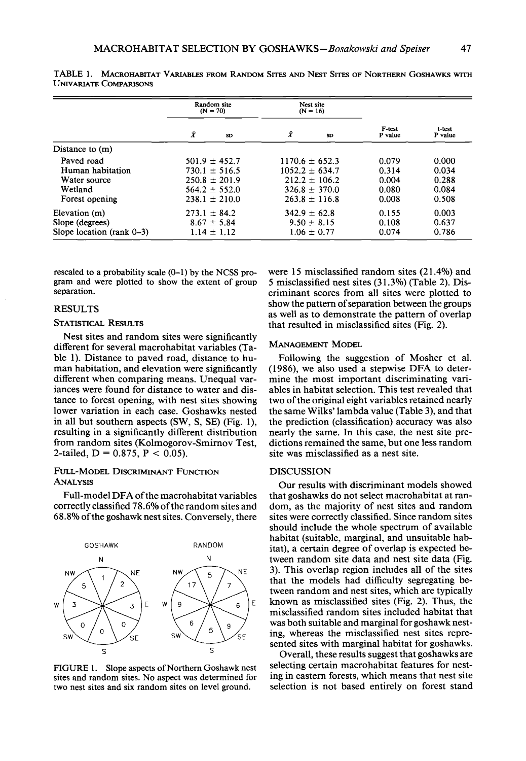TABLE 1. MACROHABITAT VARIABLES FROM RANDOM SITES AND NEST SITES OF NORTHERN GOSHAWKS WITH UNIVARIATE COMPARISONS

| | Random site (N = 70) | | Nest site (N = 16) | | | |
|---|---|---|---|---|---|---|
| | $\bar{X}$ | SD | $\bar{X}$ | SD | F-test P value | t-test P value |
| Distance to (m) | | | | | | |
| Paved road | 501.9 ± | 452.7 | 1170.6 ± | 652.3 | 0.079 | 0.000 |
| Human habitation | 730.1 ± | 516.5 | 1052.2 ± | 634.7 | 0.314 | 0.034 |
| Water source | 250.8 ± | 201.9 | 212.2 ± | 106.2 | 0.004 | 0.288 |
| Wetland | 564.2 ± | 552.0 | 326.8 ± | 370.0 | 0.080 | 0.084 |
| Forest opening | 238.1 ± | 210.0 | 263.8 ± | 116.8 | 0.008 | 0.508 |
| Elevation (m) | 273.1 ± | 84.2 | 342.9 ± | 62.8 | 0.155 | 0.003 |
| Slope (degrees) | 8.67 ± | 5.84 | 9.50 ± | 8.15 | 0.108 | 0.637 |
| Slope location (rank 0–3) | 1.14 ± | 1.12 | 1.06 ± | 0.77 | 0.074 | 0.786 |

rescaled to a probability scale (0–1) by the NCSS program and were plotted to show the extent of group separation.

## RESULTS

### STATISTICAL RESULTS

Nest sites and random sites were significantly different for several macrohabitat variables (Table 1). Distance to paved road, distance to human habitation, and elevation were significantly different when comparing means. Unequal variances were found for distance to water and distance to forest opening, with nest sites showing lower variation in each case. Goshawks nested in all but southern aspects (SW, S, SE) (Fig. 1), resulting in a significantly different distribution from random sites (Kolmogorov-Smirnov Test, 2-tailed, $D = 0.875$, $P < 0.05$).

### FULL-MODEL DISCRIMINANT FUNCTION ANALYSIS

Full-model DFA of the macrohabitat variables correctly classified 78.6% of the random sites and 68.8% of the goshawk nest sites. Conversely, there were 15 misclassified random sites (21.4%) and 5 misclassified nest sites (31.3%) (Table 2). Discriminant scores from all sites were plotted to show the pattern of separation between the groups as well as to demonstrate the pattern of overlap that resulted in misclassified sites (Fig. 2).

| Aspect | GOSHAWK | RANDOM |
|---|---|---|
| N | 1 | 5 |
| NE | 2 | 7 |
| E | 3 | 6 |
| SE | 0 | 9 |
| S | 0 | 5 |
| SW | 0 | 6 |
| W | 3 | 9 |
| NW | 5 | 17 |

FIGURE 1. Slope aspects of Northern Goshawk nest sites and random sites. No aspect was determined for two nest sites and six random sites on level ground.

### MANAGEMENT MODEL

Following the suggestion of Mosher et al. (1986), we also used a stepwise DFA to determine the most important discriminating variables in habitat selection. This test revealed that two of the original eight variables retained nearly the same Wilks' lambda value (Table 3), and that the prediction (classification) accuracy was also nearly the same. In this case, the nest site predictions remained the same, but one less random site was misclassified as a nest site.

## DISCUSSION

Our results with discriminant models showed that goshawks do not select macrohabitat at random, as the majority of nest sites and random sites were correctly classified. Since random sites should include the whole spectrum of available habitat (suitable, marginal, and unsuitable habitat), a certain degree of overlap is expected between random site data and nest site data (Fig. 3). This overlap region includes all of the sites that the models had difficulty segregating between random and nest sites, which are typically known as misclassified sites (Fig. 2). Thus, the misclassified random sites included habitat that was both suitable and marginal for goshawk nesting, whereas the misclassified nest sites represented sites with marginal habitat for goshawks.

Overall, these results suggest that goshawks are selecting certain macrohabitat features for nesting in eastern forests, which means that nest site selection is not based entirely on forest stand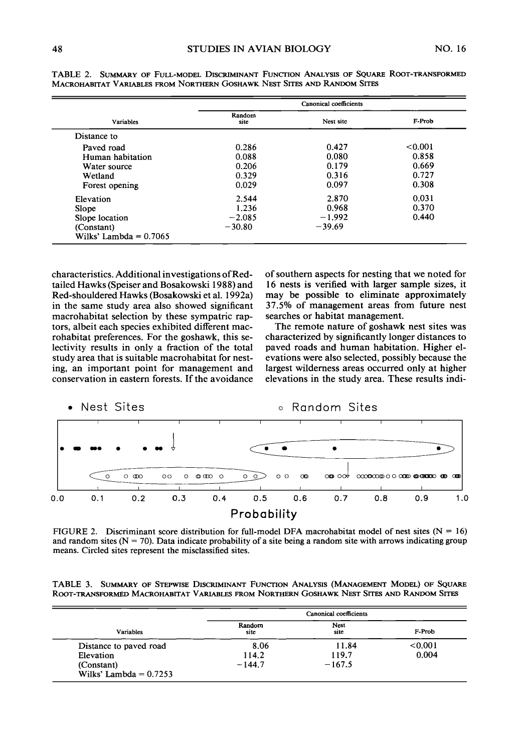TABLE 2. SUMMARY OF FULL-MODEL DISCRIMINANT FUNCTION ANALYSIS OF SQUARE ROOT-TRANSFORMED MACROHABITAT VARIABLES FROM NORTHERN GOSHAWK NEST SITES AND RANDOM SITES

| Variables | Canonical coefficients | | |
|---|---|---|---|
| | Random site | Nest site | F-Prob |
| Distance to | | | |
| Paved road | 0.286 | 0.427 | <0.001 |
| Human habitation | 0.088 | 0.080 | 0.858 |
| Water source | 0.206 | 0.179 | 0.669 |
| Wetland | 0.329 | 0.316 | 0.727 |
| Forest opening | 0.029 | 0.097 | 0.308 |
| Elevation | 2.544 | 2.870 | 0.031 |
| Slope | 1.236 | 0.968 | 0.370 |
| Slope location | −2.085 | −1.992 | 0.440 |
| (Constant) | −30.80 | −39.69 | |
| Wilks' Lambda = 0.7065 | | | |

characteristics. Additional investigations of Red-tailed Hawks (Speiser and Bosakowski 1988) and Red-shouldered Hawks (Bosakowski et al. 1992a) in the same study area also showed significant macrohabitat selection by these sympatric raptors, albeit each species exhibited different macrohabitat preferences. For the goshawk, this selectivity results in only a fraction of the total study area that is suitable macrohabitat for nesting, an important point for management and conservation in eastern forests. If the avoidance of southern aspects for nesting that we noted for 16 nests is verified with larger sample sizes, it may be possible to eliminate approximately 37.5% of management areas from future nest searches or habitat management.

The remote nature of goshawk nest sites was characterized by significantly longer distances to paved roads and human habitation. Higher elevations were also selected, possibly because the largest wilderness areas occurred only at higher elevations in the study area. These results indi-

FIGURE 2. Discriminant score distribution for full-model DFA macrohabitat model of nest sites (N = 16) and random sites (N = 70). Data indicate probability of a site being a random site with arrows indicating group means. Circled sites represent the misclassified sites.

TABLE 3. SUMMARY OF STEPWISE DISCRIMINANT FUNCTION ANALYSIS (MANAGEMENT MODEL) OF SQUARE ROOT-TRANSFORMED MACROHABITAT VARIABLES FROM NORTHERN GOSHAWK NEST SITES AND RANDOM SITES

| Variables | Canonical coefficients | | |
|---|---|---|---|
| | Random site | Nest site | F-Prob |
| Distance to paved road | 8.06 | 11.84 | <0.001 |
| Elevation | 114.2 | 119.7 | 0.004 |
| (Constant) | −144.7 | −167.5 | |
| Wilks' Lambda = 0.7253 | | | |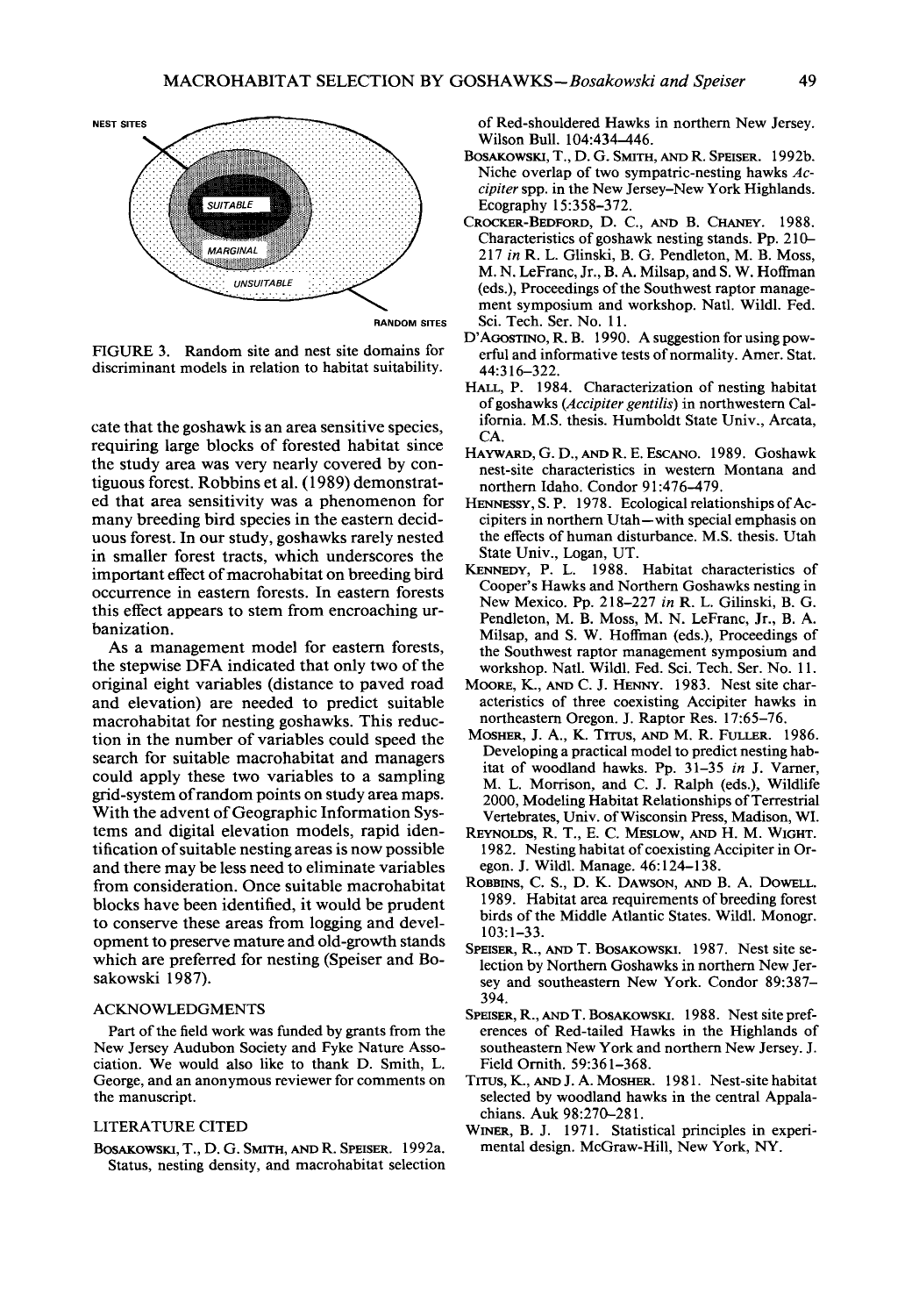NEST SITES

SUITABLE

MARGINAL

UNSUITABLE

RANDOM SITES

FIGURE 3. Random site and nest site domains for discriminant models in relation to habitat suitability.

cate that the goshawk is an area sensitive species, requiring large blocks of forested habitat since the study area was very nearly covered by contiguous forest. Robbins et al. (1989) demonstrated that area sensitivity was a phenomenon for many breeding bird species in the eastern deciduous forest. In our study, goshawks rarely nested in smaller forest tracts, which underscores the important effect of macrohabitat on breeding bird occurrence in eastern forests. In eastern forests this effect appears to stem from encroaching urbanization.

As a management model for eastern forests, the stepwise DFA indicated that only two of the original eight variables (distance to paved road and elevation) are needed to predict suitable macrohabitat for nesting goshawks. This reduction in the number of variables could speed the search for suitable macrohabitat and managers could apply these two variables to a sampling grid-system of random points on study area maps. With the advent of Geographic Information Systems and digital elevation models, rapid identification of suitable nesting areas is now possible and there may be less need to eliminate variables from consideration. Once suitable macrohabitat blocks have been identified, it would be prudent to conserve these areas from logging and development to preserve mature and old-growth stands which are preferred for nesting (Speiser and Bosakowski 1987).

## ACKNOWLEDGMENTS

Part of the field work was funded by grants from the New Jersey Audubon Society and Fyke Nature Association. We would also like to thank D. Smith, L. George, and an anonymous reviewer for comments on the manuscript.

## LITERATURE CITED

Bosakowski, T., D. G. Smith, and R. Speiser. 1992a. Status, nesting density, and macrohabitat selection of Red-shouldered Hawks in northern New Jersey. Wilson Bull. 104:434–446.

Bosakowski, T., D. G. Smith, and R. Speiser. 1992b. Niche overlap of two sympatric-nesting hawks *Accipiter* spp. in the New Jersey–New York Highlands. Ecography 15:358–372.

Crocker-Bedford, D. C., and B. Chaney. 1988. Characteristics of goshawk nesting stands. Pp. 210–217 *in* R. L. Glinski, B. G. Pendleton, M. B. Moss, M. N. LeFranc, Jr., B. A. Milsap, and S. W. Hoffman (eds.), Proceedings of the Southwest raptor management symposium and workshop. Natl. Wildl. Fed. Sci. Tech. Ser. No. 11.

D'Agostino, R. B. 1990. A suggestion for using powerful and informative tests of normality. Amer. Stat. 44:316–322.

Hall, P. 1984. Characterization of nesting habitat of goshawks (*Accipiter gentilis*) in northwestern California. M.S. thesis. Humboldt State Univ., Arcata, CA.

Hayward, G. D., and R. E. Escano. 1989. Goshawk nest-site characteristics in western Montana and northern Idaho. Condor 91:476–479.

Hennessy, S. P. 1978. Ecological relationships of Accipiters in northern Utah—with special emphasis on the effects of human disturbance. M.S. thesis. Utah State Univ., Logan, UT.

Kennedy, P. L. 1988. Habitat characteristics of Cooper's Hawks and Northern Goshawks nesting in New Mexico. Pp. 218–227 *in* R. L. Gilinski, B. G. Pendleton, M. B. Moss, M. N. LeFranc, Jr., B. A. Milsap, and S. W. Hoffman (eds.), Proceedings of the Southwest raptor management symposium and workshop. Natl. Wildl. Fed. Sci. Tech. Ser. No. 11.

Moore, K., and C. J. Henny. 1983. Nest site characteristics of three coexisting Accipiter hawks in northeastern Oregon. J. Raptor Res. 17:65–76.

Mosher, J. A., K. Titus, and M. R. Fuller. 1986. Developing a practical model to predict nesting habitat of woodland hawks. Pp. 31–35 *in* J. Varner, M. L. Morrison, and C. J. Ralph (eds.), Wildlife 2000, Modeling Habitat Relationships of Terrestrial Vertebrates, Univ. of Wisconsin Press, Madison, WI.

Reynolds, R. T., E. C. Meslow, and H. M. Wight. 1982. Nesting habitat of coexisting Accipiter in Oregon. J. Wildl. Manage. 46:124–138.

Robbins, C. S., D. K. Dawson, and B. A. Dowell. 1989. Habitat area requirements of breeding forest birds of the Middle Atlantic States. Wildl. Monogr. 103:1–33.

Speiser, R., and T. Bosakowski. 1987. Nest site selection by Northern Goshawks in northern New Jersey and southeastern New York. Condor 89:387–394.

Speiser, R., and T. Bosakowski. 1988. Nest site preferences of Red-tailed Hawks in the Highlands of southeastern New York and northern New Jersey. J. Field Ornith. 59:361–368.

Titus, K., and J. A. Mosher. 1981. Nest-site habitat selected by woodland hawks in the central Appalachians. Auk 98:270–281.

Winer, B. J. 1971. Statistical principles in experimental design. McGraw-Hill, New York, NY.